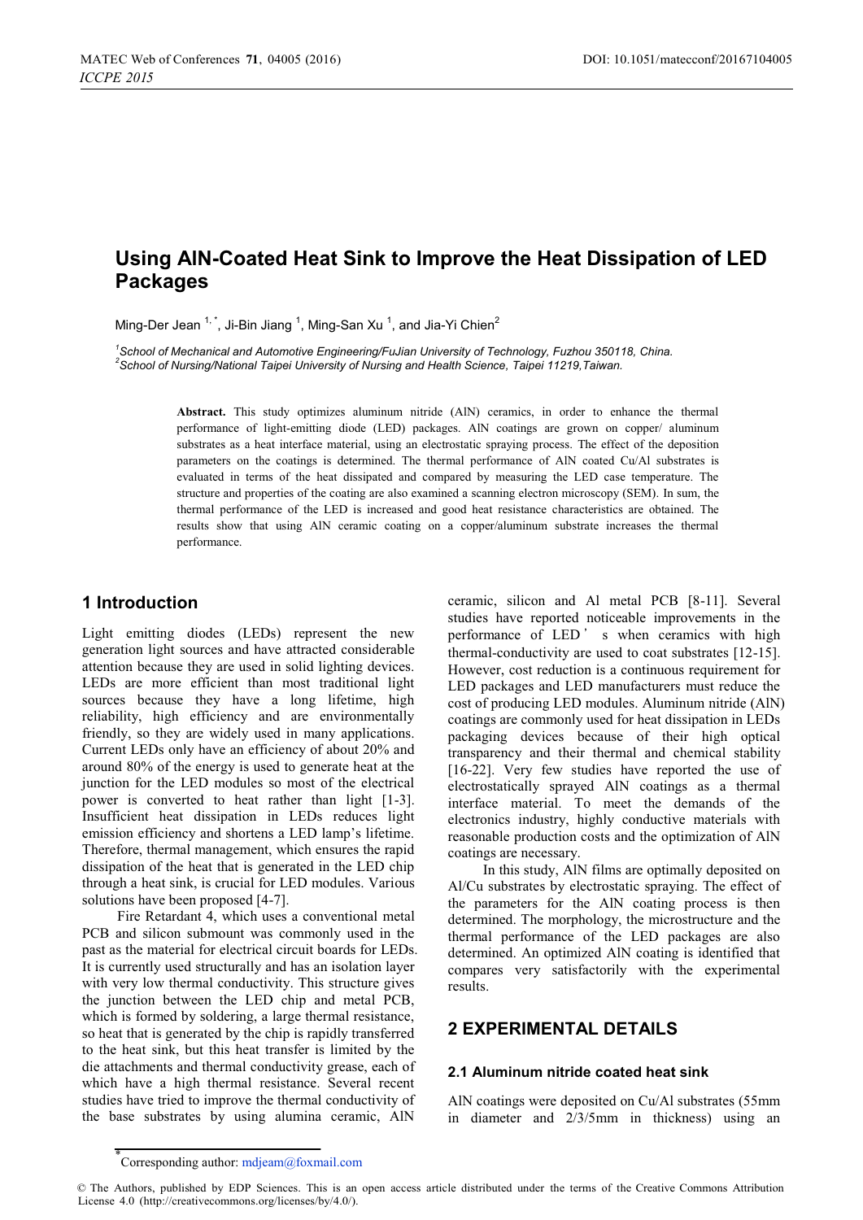# Using AlN-Coated Heat Sink to Improve the Heat Dissipation of LED Packages

Ming-Der Jean [1,*], Ji-Bin Jiang [1], Ming-San Xu [1], and Jia-Yi Chien[2]

[1]School of Mechanical and Automotive Engineering/FuJian University of Technology, Fuzhou 350118, China.
[2]School of Nursing/National Taipei University of Nursing and Health Science, Taipei 11219,Taiwan.

**Abstract.** This study optimizes aluminum nitride (AlN) ceramics, in order to enhance the thermal performance of light-emitting diode (LED) packages. AlN coatings are grown on copper/ aluminum substrates as a heat interface material, using an electrostatic spraying process. The effect of the deposition parameters on the coatings is determined. The thermal performance of AlN coated Cu/Al substrates is evaluated in terms of the heat dissipated and compared by measuring the LED case temperature. The structure and properties of the coating are also examined a scanning electron microscopy (SEM). In sum, the thermal performance of the LED is increased and good heat resistance characteristics are obtained. The results show that using AlN ceramic coating on a copper/aluminum substrate increases the thermal performance.

## 1 Introduction

Light emitting diodes (LEDs) represent the new generation light sources and have attracted considerable attention because they are used in solid lighting devices. LEDs are more efficient than most traditional light sources because they have a long lifetime, high reliability, high efficiency and are environmentally friendly, so they are widely used in many applications. Current LEDs only have an efficiency of about 20% and around 80% of the energy is used to generate heat at the junction for the LED modules so most of the electrical power is converted to heat rather than light [1-3]. Insufficient heat dissipation in LEDs reduces light emission efficiency and shortens a LED lamp's lifetime. Therefore, thermal management, which ensures the rapid dissipation of the heat that is generated in the LED chip through a heat sink, is crucial for LED modules. Various solutions have been proposed [4-7].

Fire Retardant 4, which uses a conventional metal PCB and silicon submount was commonly used in the past as the material for electrical circuit boards for LEDs. It is currently used structurally and has an isolation layer with very low thermal conductivity. This structure gives the junction between the LED chip and metal PCB, which is formed by soldering, a large thermal resistance, so heat that is generated by the chip is rapidly transferred to the heat sink, but this heat transfer is limited by the die attachments and thermal conductivity grease, each of which have a high thermal resistance. Several recent studies have tried to improve the thermal conductivity of the base substrates by using alumina ceramic, AlN ceramic, silicon and Al metal PCB [8-11]. Several studies have reported noticeable improvements in the performance of LED's when ceramics with high thermal-conductivity are used to coat substrates [12-15]. However, cost reduction is a continuous requirement for LED packages and LED manufacturers must reduce the cost of producing LED modules. Aluminum nitride (AlN) coatings are commonly used for heat dissipation in LEDs packaging devices because of their high optical transparency and their thermal and chemical stability [16-22]. Very few studies have reported the use of electrostatically sprayed AlN coatings as a thermal interface material. To meet the demands of the electronics industry, highly conductive materials with reasonable production costs and the optimization of AlN coatings are necessary.

In this study, AlN films are optimally deposited on Al/Cu substrates by electrostatic spraying. The effect of the parameters for the AlN coating process is then determined. The morphology, the microstructure and the thermal performance of the LED packages are also determined. An optimized AlN coating is identified that compares very satisfactorily with the experimental results.

## 2 EXPERIMENTAL DETAILS

### 2.1 Aluminum nitride coated heat sink

AlN coatings were deposited on Cu/Al substrates (55mm in diameter and 2/3/5mm in thickness) using an

*Corresponding author: mdjeam@foxmail.com

© The Authors, published by EDP Sciences. This is an open access article distributed under the terms of the Creative Commons Attribution License 4.0 (http://creativecommons.org/licenses/by/4.0/).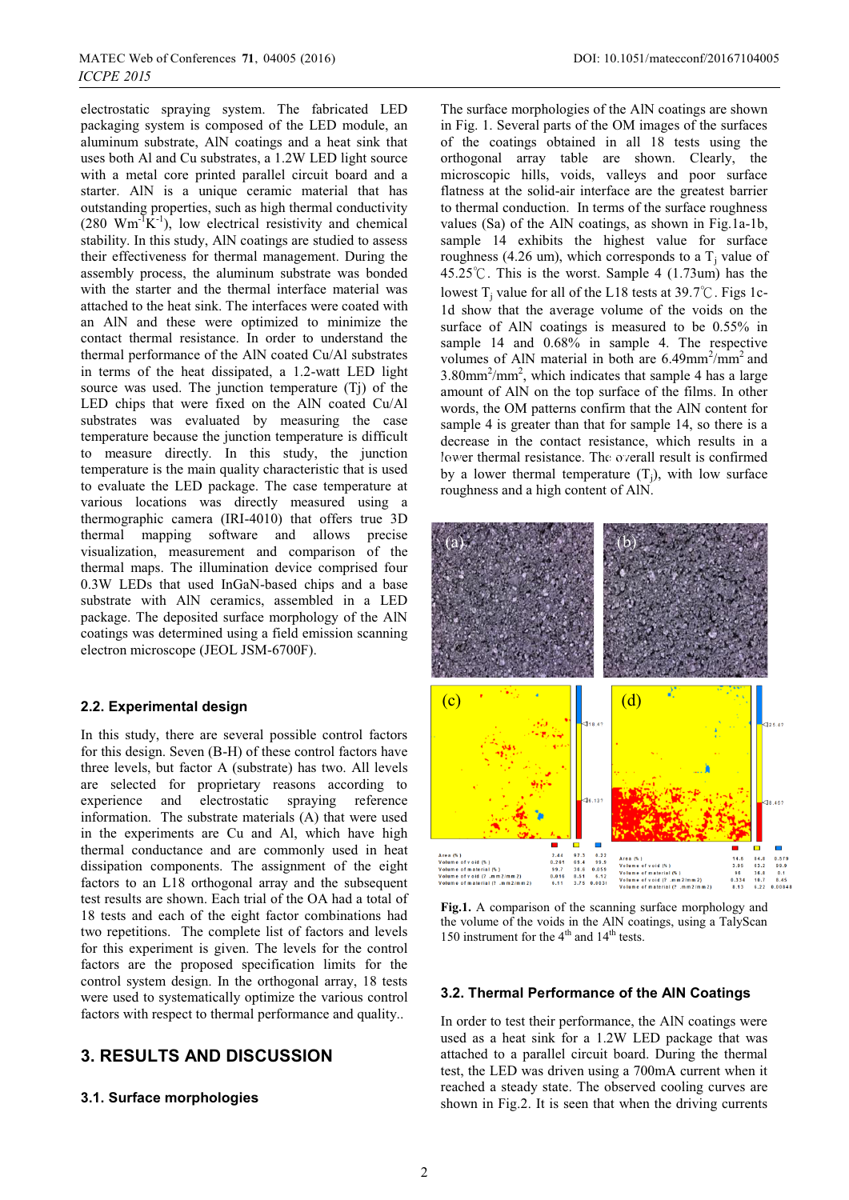electrostatic spraying system. The fabricated LED packaging system is composed of the LED module, an aluminum substrate, AlN coatings and a heat sink that uses both Al and Cu substrates, a 1.2W LED light source with a metal core printed parallel circuit board and a starter. AlN is a unique ceramic material that has outstanding properties, such as high thermal conductivity (280 $Wm^{-1}K^{-1}$), low electrical resistivity and chemical stability. In this study, AlN coatings are studied to assess their effectiveness for thermal management. During the assembly process, the aluminum substrate was bonded with the starter and the thermal interface material was attached to the heat sink. The interfaces were coated with an AlN and these were optimized to minimize the contact thermal resistance. In order to understand the thermal performance of the AlN coated Cu/Al substrates in terms of the heat dissipated, a 1.2-watt LED light source was used. The junction temperature (Tj) of the LED chips that were fixed on the AlN coated Cu/Al substrates was evaluated by measuring the case temperature because the junction temperature is difficult to measure directly. In this study, the junction temperature is the main quality characteristic that is used to evaluate the LED package. The case temperature at various locations was directly measured using a thermographic camera (IRI-4010) that offers true 3D thermal mapping software and allows precise visualization, measurement and comparison of the thermal maps. The illumination device comprised four 0.3W LEDs that used InGaN-based chips and a base substrate with AlN ceramics, assembled in a LED package. The deposited surface morphology of the AlN coatings was determined using a field emission scanning electron microscope (JEOL JSM-6700F).

### 2.2. Experimental design

In this study, there are several possible control factors for this design. Seven (B-H) of these control factors have three levels, but factor A (substrate) has two. All levels are selected for proprietary reasons according to experience and electrostatic spraying reference information. The substrate materials (A) that were used in the experiments are Cu and Al, which have high thermal conductance and are commonly used in heat dissipation components. The assignment of the eight factors to an L18 orthogonal array and the subsequent test results are shown. Each trial of the OA had a total of 18 tests and each of the eight factor combinations had two repetitions. The complete list of factors and levels for this experiment is given. The levels for the control factors are the proposed specification limits for the control system design. In the orthogonal array, 18 tests were used to systematically optimize the various control factors with respect to thermal performance and quality..

## 3. RESULTS AND DISCUSSION

### 3.1. Surface morphologies

The surface morphologies of the AlN coatings are shown in Fig. 1. Several parts of the OM images of the surfaces of the coatings obtained in all 18 tests using the orthogonal array table are shown. Clearly, the microscopic hills, voids, valleys and poor surface flatness at the solid-air interface are the greatest barrier to thermal conduction. In terms of the surface roughness values (Sa) of the AlN coatings, as shown in Fig.1a-1b, sample 14 exhibits the highest value for surface roughness (4.26 um), which corresponds to a $T_j$ value of 45.25℃. This is the worst. Sample 4 (1.73um) has the lowest $T_j$ value for all of the L18 tests at 39.7℃. Figs 1c-1d show that the average volume of the voids on the surface of AlN coatings is measured to be 0.55% in sample 14 and 0.68% in sample 4. The respective volumes of AlN material in both are 6.49$mm^2/mm^2$ and 3.80$mm^2/mm^2$, which indicates that sample 4 has a large amount of AlN on the top surface of the films. In other words, the OM patterns confirm that the AlN content for sample 4 is greater than that for sample 14, so there is a decrease in the contact resistance, which results in a lower thermal resistance. The overall result is confirmed by a lower thermal temperature ($T_j$), with low surface roughness and a high content of AlN.

**Fig.1.** A comparison of the scanning surface morphology and the volume of the voids in the AlN coatings, using a TalyScan 150 instrument for the 4[th] and 14[th] tests.

### 3.2. Thermal Performance of the AlN Coatings

In order to test their performance, the AlN coatings were used as a heat sink for a 1.2W LED package that was attached to a parallel circuit board. During the thermal test, the LED was driven using a 700mA current when it reached a steady state. The observed cooling curves are shown in Fig.2. It is seen that when the driving currents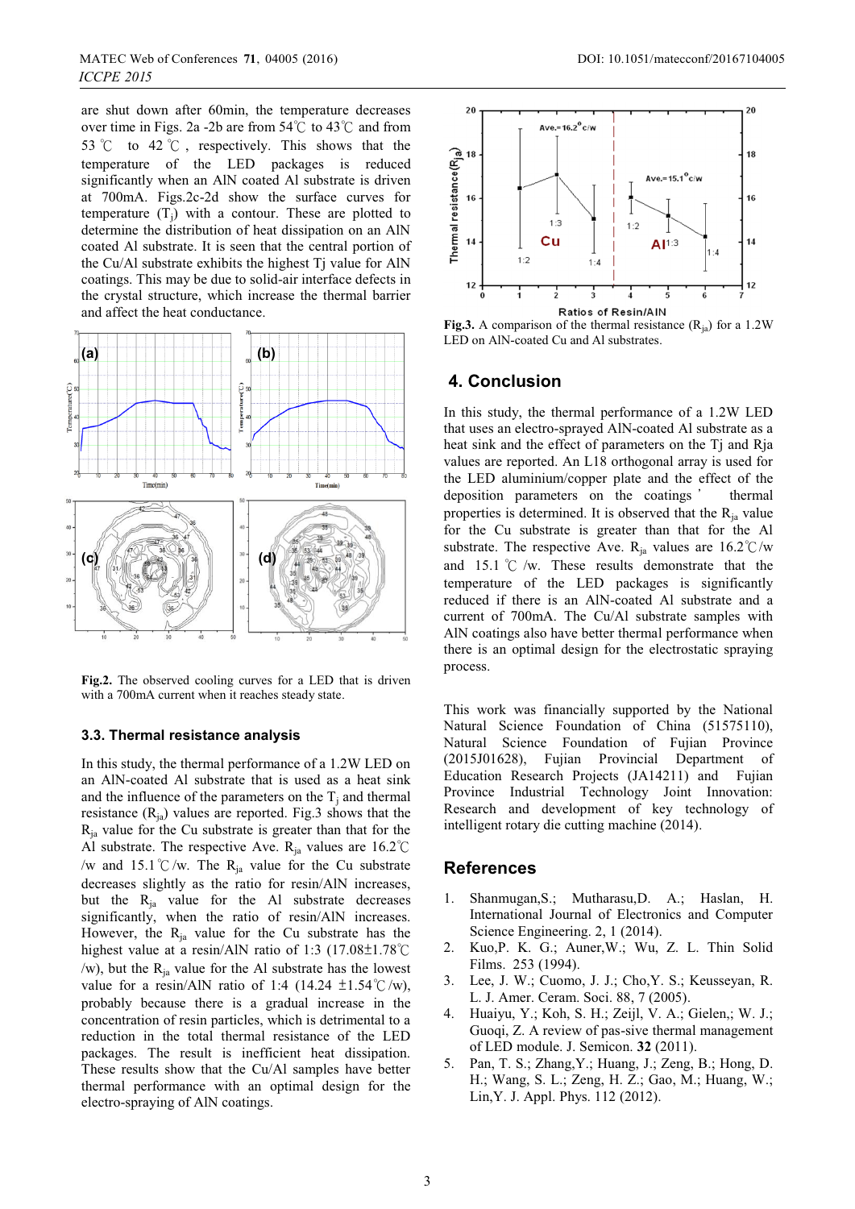are shut down after 60min, the temperature decreases over time in Figs. 2a -2b are from 54℃ to 43℃ and from 53 ℃ to 42 ℃, respectively. This shows that the temperature of the LED packages is reduced significantly when an AlN coated Al substrate is driven at 700mA. Figs.2c-2d show the surface curves for temperature ($T_j$) with a contour. These are plotted to determine the distribution of heat dissipation on an AlN coated Al substrate. It is seen that the central portion of the Cu/Al substrate exhibits the highest Tj value for AlN coatings. This may be due to solid-air interface defects in the crystal structure, which increase the thermal barrier and affect the heat conductance.

**Fig.2.** The observed cooling curves for a LED that is driven with a 700mA current when it reaches steady state.

### 3.3. Thermal resistance analysis

In this study, the thermal performance of a 1.2W LED on an AlN-coated Al substrate that is used as a heat sink and the influence of the parameters on the $T_j$ and thermal resistance ($R_{ja}$) values are reported. Fig.3 shows that the $R_{ja}$ value for the Cu substrate is greater than that for the Al substrate. The respective Ave. $R_{ja}$ values are 16.2℃/w and 15.1℃/w. The $R_{ja}$ value for the Cu substrate decreases slightly as the ratio for resin/AlN increases, but the $R_{ja}$ value for the Al substrate decreases significantly, when the ratio of resin/AlN increases. However, the $R_{ja}$ value for the Cu substrate has the highest value at a resin/AlN ratio of 1:3 (17.08±1.78℃/w), but the $R_{ja}$ value for the Al substrate has the lowest value for a resin/AlN ratio of 1:4 (14.24 ±1.54℃/w), probably because there is a gradual increase in the concentration of resin particles, which is detrimental to a reduction in the total thermal resistance of the LED packages. The result is inefficient heat dissipation. These results show that the Cu/Al samples have better thermal performance with an optimal design for the electro-spraying of AlN coatings.

**Fig.3.** A comparison of the thermal resistance ($R_{ja}$) for a 1.2W LED on AlN-coated Cu and Al substrates.

## 4. Conclusion

In this study, the thermal performance of a 1.2W LED that uses an electro-sprayed AlN-coated Al substrate as a heat sink and the effect of parameters on the Tj and Rja values are reported. An L18 orthogonal array is used for the LED aluminium/copper plate and the effect of the deposition parameters on the coatings' thermal properties is determined. It is observed that the $R_{ja}$ value for the Cu substrate is greater than that for the Al substrate. The respective Ave. $R_{ja}$ values are 16.2℃/w and 15.1 ℃/w. These results demonstrate that the temperature of the LED packages is significantly reduced if there is an AlN-coated Al substrate and a current of 700mA. The Cu/Al substrate samples with AlN coatings also have better thermal performance when there is an optimal design for the electrostatic spraying process.

This work was financially supported by the National Natural Science Foundation of China (51575110), Natural Science Foundation of Fujian Province (2015J01628), Fujian Provincial Department of Education Research Projects (JA14211) and Fujian Province Industrial Technology Joint Innovation: Research and development of key technology of intelligent rotary die cutting machine (2014).

## References

1. Shanmugan,S.; Mutharasu,D. A.; Haslan, H. International Journal of Electronics and Computer Science Engineering. 2, 1 (2014).
2. Kuo,P. K. G.; Auner,W.; Wu, Z. L. Thin Solid Films. 253 (1994).
3. Lee, J. W.; Cuomo, J. J.; Cho,Y. S.; Keusseyan, R. L. J. Amer. Ceram. Soci. 88, 7 (2005).
4. Huaiyu, Y.; Koh, S. H.; Zeijl, V. A.; Gielen,; W. J.; Guoqi, Z. A review of pas-sive thermal management of LED module. J. Semicon. **32** (2011).
5. Pan, T. S.; Zhang,Y.; Huang, J.; Zeng, B.; Hong, D. H.; Wang, S. L.; Zeng, H. Z.; Gao, M.; Huang, W.; Lin,Y. J. Appl. Phys. 112 (2012).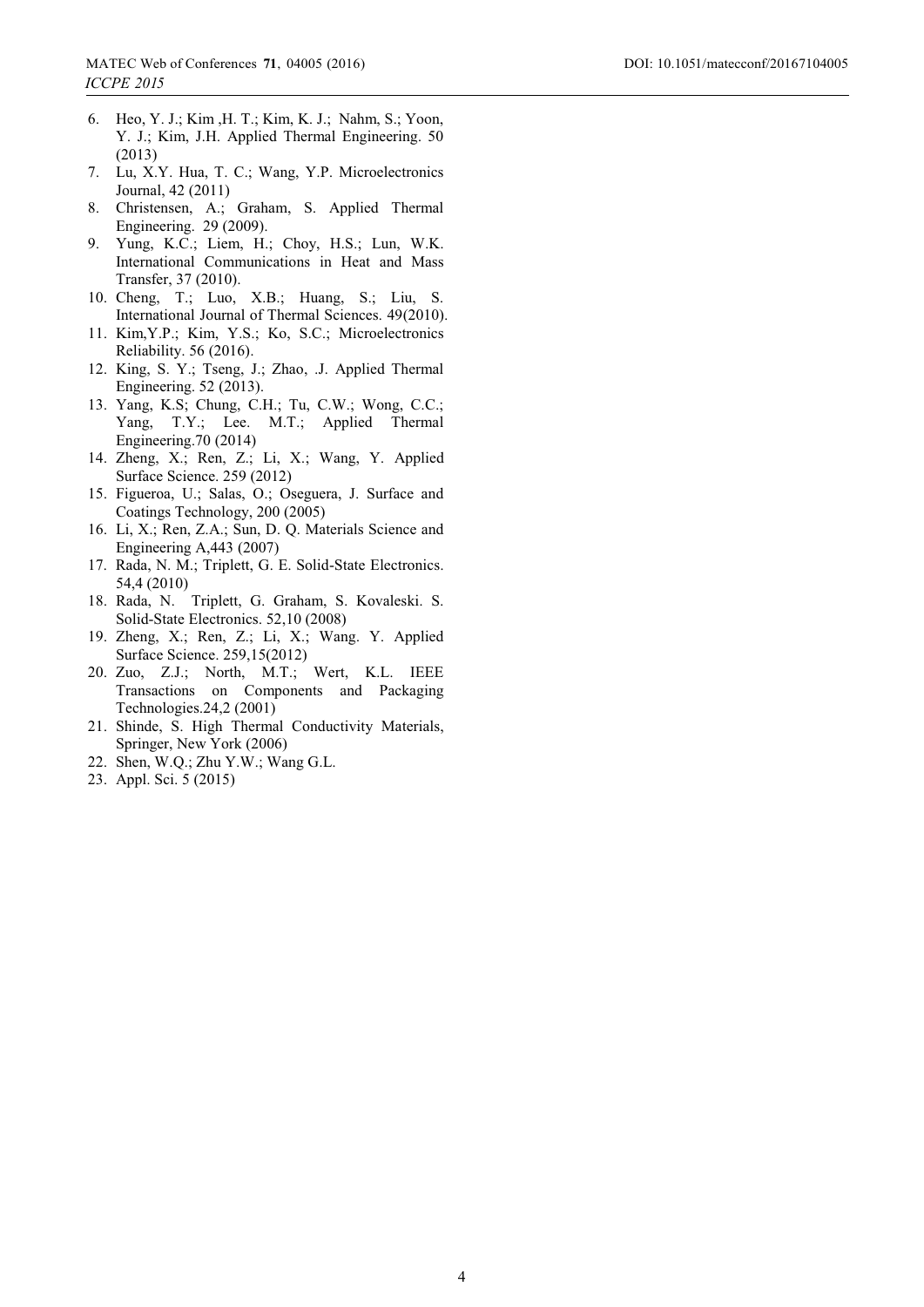6. Heo, Y. J.; Kim ,H. T.; Kim, K. J.; Nahm, S.; Yoon, Y. J.; Kim, J.H. Applied Thermal Engineering. 50 (2013)
7. Lu, X.Y. Hua, T. C.; Wang, Y.P. Microelectronics Journal, 42 (2011)
8. Christensen, A.; Graham, S. Applied Thermal Engineering. 29 (2009).
9. Yung, K.C.; Liem, H.; Choy, H.S.; Lun, W.K. International Communications in Heat and Mass Transfer, 37 (2010).
10. Cheng, T.; Luo, X.B.; Huang, S.; Liu, S. International Journal of Thermal Sciences. 49(2010).
11. Kim,Y.P.; Kim, Y.S.; Ko, S.C.; Microelectronics Reliability. 56 (2016).
12. King, S. Y.; Tseng, J.; Zhao, .J. Applied Thermal Engineering. 52 (2013).
13. Yang, K.S; Chung, C.H.; Tu, C.W.; Wong, C.C.; Yang, T.Y.; Lee. M.T.; Applied Thermal Engineering.70 (2014)
14. Zheng, X.; Ren, Z.; Li, X.; Wang, Y. Applied Surface Science. 259 (2012)
15. Figueroa, U.; Salas, O.; Oseguera, J. Surface and Coatings Technology, 200 (2005)
16. Li, X.; Ren, Z.A.; Sun, D. Q. Materials Science and Engineering A,443 (2007)
17. Rada, N. M.; Triplett, G. E. Solid-State Electronics. 54,4 (2010)
18. Rada, N. Triplett, G. Graham, S. Kovaleski. S. Solid-State Electronics. 52,10 (2008)
19. Zheng, X.; Ren, Z.; Li, X.; Wang. Y. Applied Surface Science. 259,15(2012)
20. Zuo, Z.J.; North, M.T.; Wert, K.L. IEEE Transactions on Components and Packaging Technologies.24,2 (2001)
21. Shinde, S. High Thermal Conductivity Materials, Springer, New York (2006)
22. Shen, W.Q.; Zhu Y.W.; Wang G.L.
23. Appl. Sci. 5 (2015)